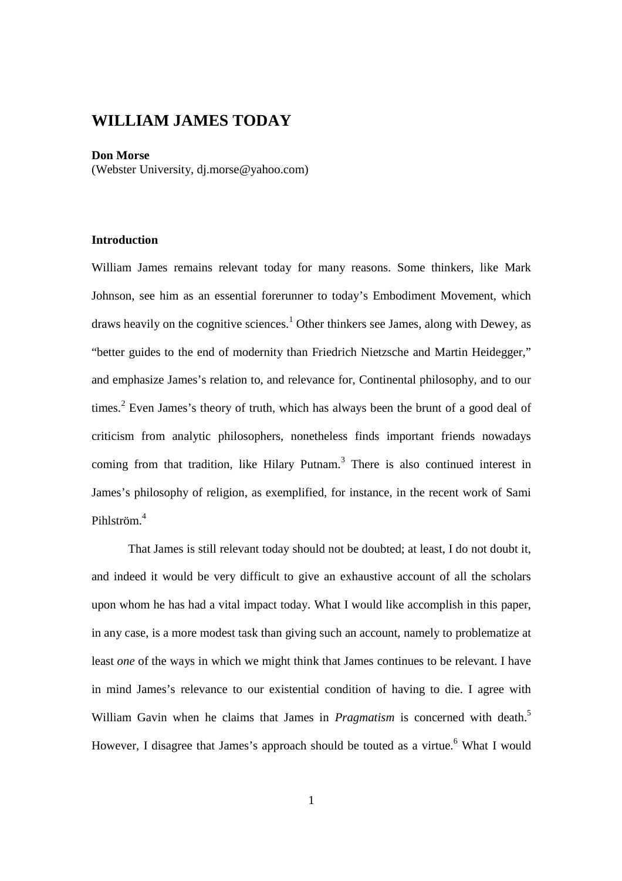# WILLIAM JAMES TODAY

**Don Morse**
(Webster University, dj.morse@yahoo.com)

### Introduction

William James remains relevant today for many reasons. Some thinkers, like Mark Johnson, see him as an essential forerunner to today's Embodiment Movement, which draws heavily on the cognitive sciences.[1] Other thinkers see James, along with Dewey, as "better guides to the end of modernity than Friedrich Nietzsche and Martin Heidegger," and emphasize James's relation to, and relevance for, Continental philosophy, and to our times.[2] Even James's theory of truth, which has always been the brunt of a good deal of criticism from analytic philosophers, nonetheless finds important friends nowadays coming from that tradition, like Hilary Putnam.[3] There is also continued interest in James's philosophy of religion, as exemplified, for instance, in the recent work of Sami Pihlström.[4]

That James is still relevant today should not be doubted; at least, I do not doubt it, and indeed it would be very difficult to give an exhaustive account of all the scholars upon whom he has had a vital impact today. What I would like accomplish in this paper, in any case, is a more modest task than giving such an account, namely to problematize at least *one* of the ways in which we might think that James continues to be relevant. I have in mind James's relevance to our existential condition of having to die. I agree with William Gavin when he claims that James in *Pragmatism* is concerned with death.[5] However, I disagree that James's approach should be touted as a virtue.[6] What I would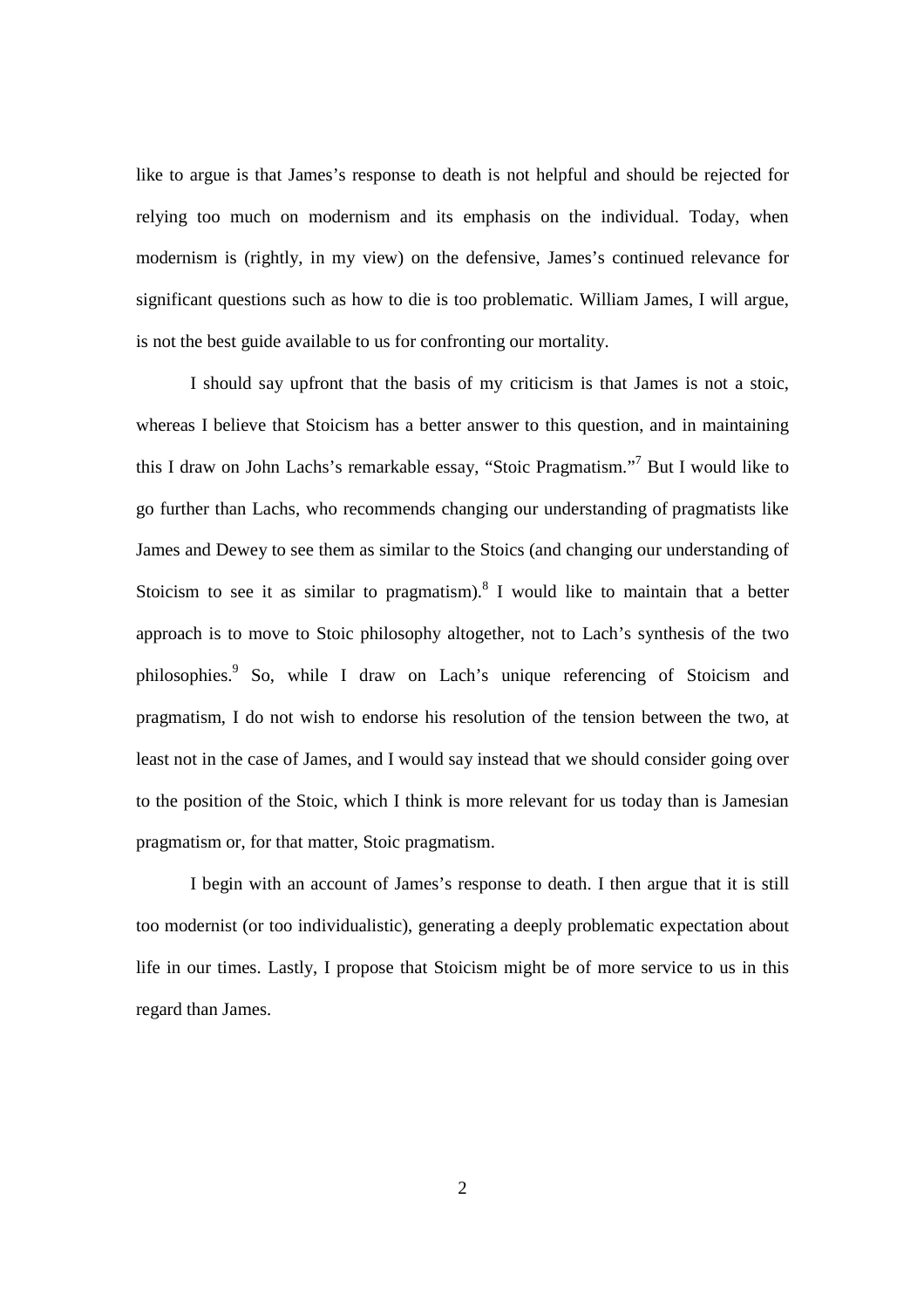like to argue is that James's response to death is not helpful and should be rejected for relying too much on modernism and its emphasis on the individual. Today, when modernism is (rightly, in my view) on the defensive, James's continued relevance for significant questions such as how to die is too problematic. William James, I will argue, is not the best guide available to us for confronting our mortality.

I should say upfront that the basis of my criticism is that James is not a stoic, whereas I believe that Stoicism has a better answer to this question, and in maintaining this I draw on John Lachs's remarkable essay, "Stoic Pragmatism."[7] But I would like to go further than Lachs, who recommends changing our understanding of pragmatists like James and Dewey to see them as similar to the Stoics (and changing our understanding of Stoicism to see it as similar to pragmatism).[8] I would like to maintain that a better approach is to move to Stoic philosophy altogether, not to Lach's synthesis of the two philosophies.[9] So, while I draw on Lach's unique referencing of Stoicism and pragmatism, I do not wish to endorse his resolution of the tension between the two, at least not in the case of James, and I would say instead that we should consider going over to the position of the Stoic, which I think is more relevant for us today than is Jamesian pragmatism or, for that matter, Stoic pragmatism.

I begin with an account of James's response to death. I then argue that it is still too modernist (or too individualistic), generating a deeply problematic expectation about life in our times. Lastly, I propose that Stoicism might be of more service to us in this regard than James.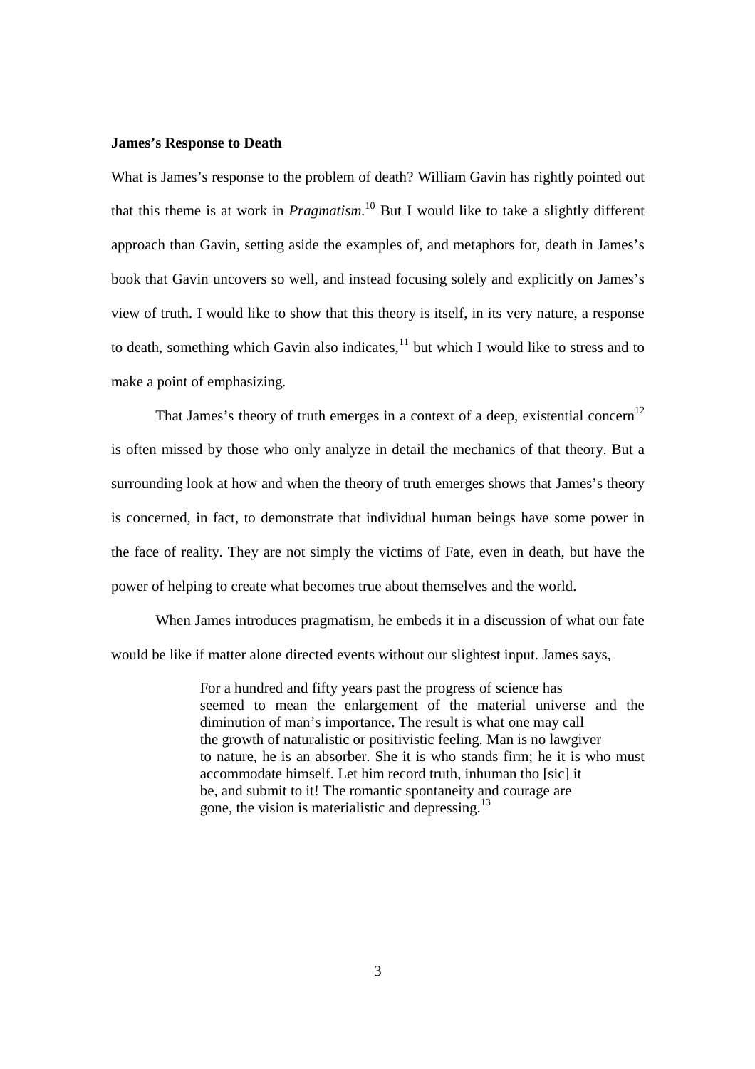**James's Response to Death**

What is James's response to the problem of death? William Gavin has rightly pointed out that this theme is at work in *Pragmatism*.[10] But I would like to take a slightly different approach than Gavin, setting aside the examples of, and metaphors for, death in James's book that Gavin uncovers so well, and instead focusing solely and explicitly on James's view of truth. I would like to show that this theory is itself, in its very nature, a response to death, something which Gavin also indicates,[11] but which I would like to stress and to make a point of emphasizing.

That James's theory of truth emerges in a context of a deep, existential concern[12] is often missed by those who only analyze in detail the mechanics of that theory. But a surrounding look at how and when the theory of truth emerges shows that James's theory is concerned, in fact, to demonstrate that individual human beings have some power in the face of reality. They are not simply the victims of Fate, even in death, but have the power of helping to create what becomes true about themselves and the world.

When James introduces pragmatism, he embeds it in a discussion of what our fate would be like if matter alone directed events without our slightest input. James says,

> For a hundred and fifty years past the progress of science has seemed to mean the enlargement of the material universe and the diminution of man's importance. The result is what one may call the growth of naturalistic or positivistic feeling. Man is no lawgiver to nature, he is an absorber. She it is who stands firm; he it is who must accommodate himself. Let him record truth, inhuman tho [sic] it be, and submit to it! The romantic spontaneity and courage are gone, the vision is materialistic and depressing.[13]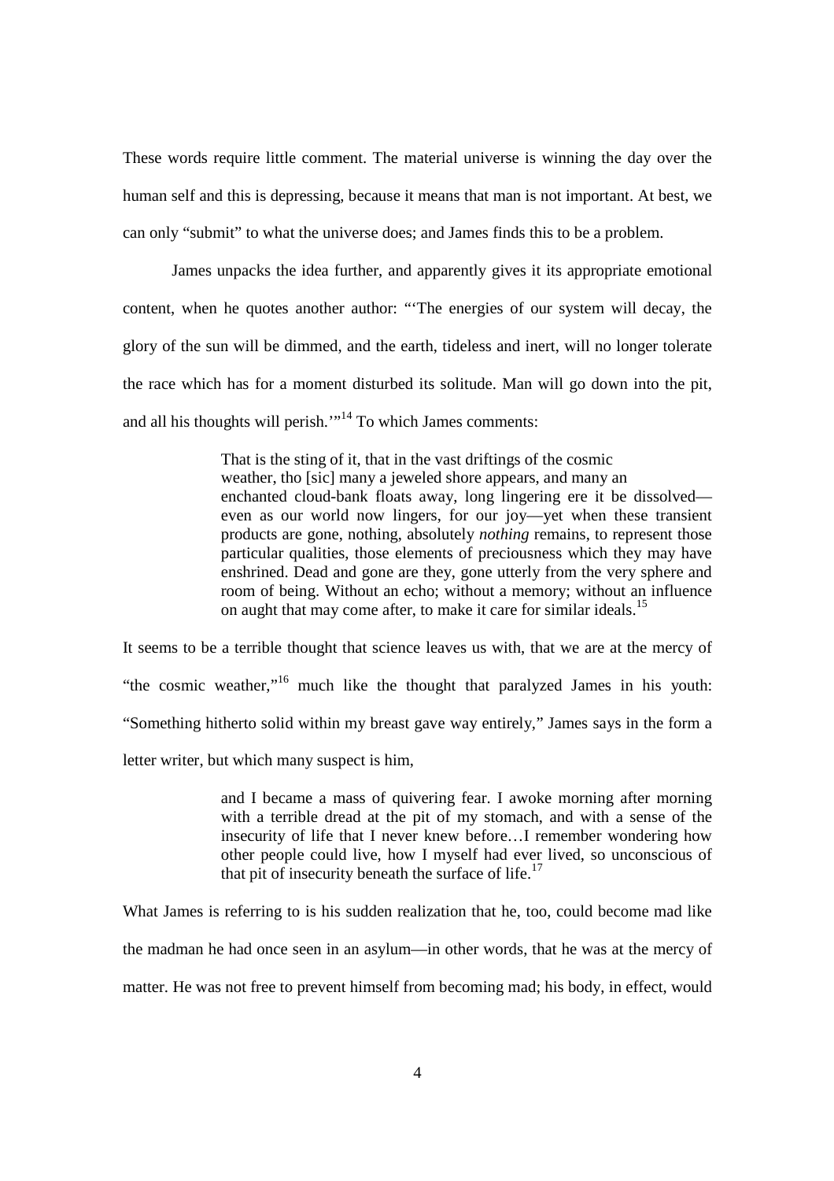These words require little comment. The material universe is winning the day over the human self and this is depressing, because it means that man is not important. At best, we can only "submit" to what the universe does; and James finds this to be a problem.

James unpacks the idea further, and apparently gives it its appropriate emotional content, when he quotes another author: "'The energies of our system will decay, the glory of the sun will be dimmed, and the earth, tideless and inert, will no longer tolerate the race which has for a moment disturbed its solitude. Man will go down into the pit, and all his thoughts will perish.'"[14] To which James comments:

> That is the sting of it, that in the vast driftings of the cosmic weather, tho [sic] many a jeweled shore appears, and many an enchanted cloud-bank floats away, long lingering ere it be dissolved—even as our world now lingers, for our joy—yet when these transient products are gone, nothing, absolutely *nothing* remains, to represent those particular qualities, those elements of preciousness which they may have enshrined. Dead and gone are they, gone utterly from the very sphere and room of being. Without an echo; without a memory; without an influence on aught that may come after, to make it care for similar ideals.[15]

It seems to be a terrible thought that science leaves us with, that we are at the mercy of "the cosmic weather,"[16] much like the thought that paralyzed James in his youth: "Something hitherto solid within my breast gave way entirely," James says in the form a letter writer, but which many suspect is him,

> and I became a mass of quivering fear. I awoke morning after morning with a terrible dread at the pit of my stomach, and with a sense of the insecurity of life that I never knew before…I remember wondering how other people could live, how I myself had ever lived, so unconscious of that pit of insecurity beneath the surface of life.[17]

What James is referring to is his sudden realization that he, too, could become mad like the madman he had once seen in an asylum—in other words, that he was at the mercy of matter. He was not free to prevent himself from becoming mad; his body, in effect, would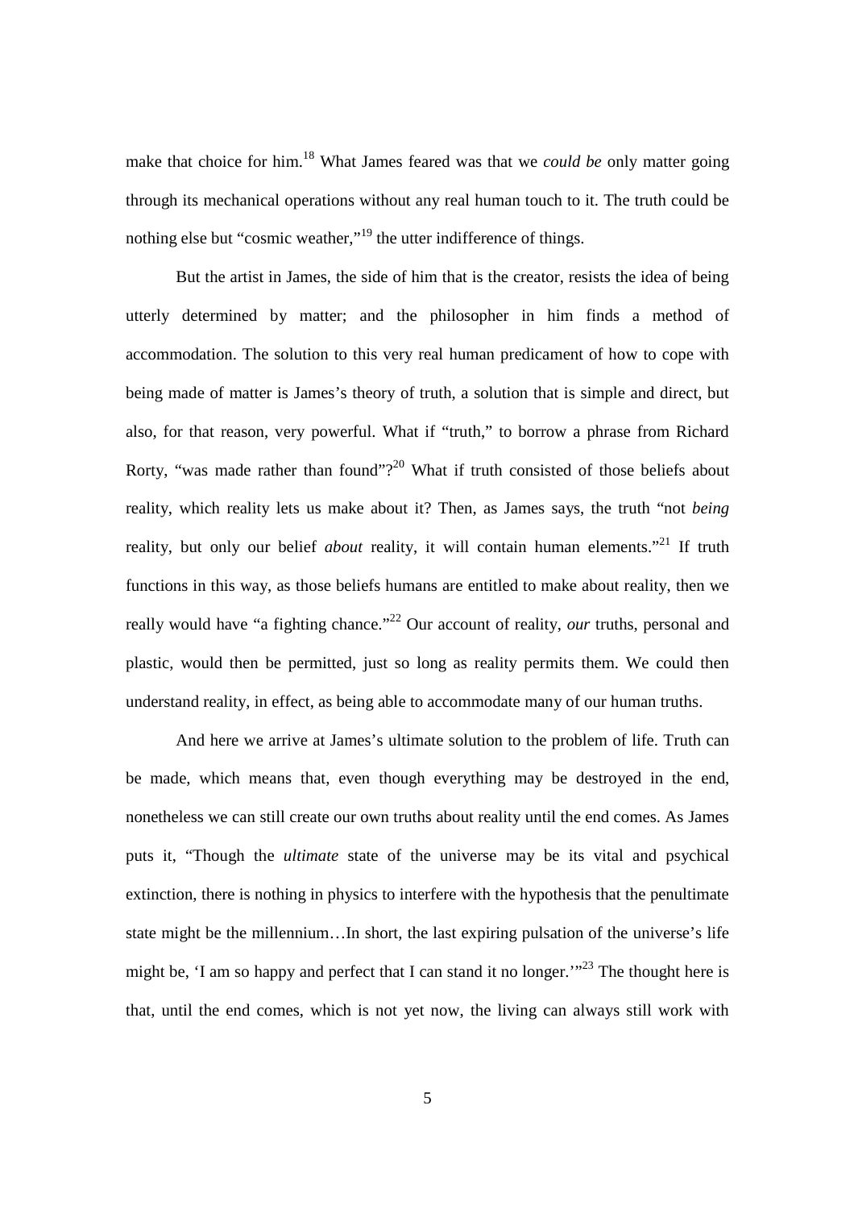make that choice for him.[18] What James feared was that we *could be* only matter going through its mechanical operations without any real human touch to it. The truth could be nothing else but "cosmic weather,"[19] the utter indifference of things.

But the artist in James, the side of him that is the creator, resists the idea of being utterly determined by matter; and the philosopher in him finds a method of accommodation. The solution to this very real human predicament of how to cope with being made of matter is James's theory of truth, a solution that is simple and direct, but also, for that reason, very powerful. What if "truth," to borrow a phrase from Richard Rorty, "was made rather than found"?[20] What if truth consisted of those beliefs about reality, which reality lets us make about it? Then, as James says, the truth "not *being* reality, but only our belief *about* reality, it will contain human elements."[21] If truth functions in this way, as those beliefs humans are entitled to make about reality, then we really would have "a fighting chance."[22] Our account of reality, *our* truths, personal and plastic, would then be permitted, just so long as reality permits them. We could then understand reality, in effect, as being able to accommodate many of our human truths.

And here we arrive at James's ultimate solution to the problem of life. Truth can be made, which means that, even though everything may be destroyed in the end, nonetheless we can still create our own truths about reality until the end comes. As James puts it, "Though the *ultimate* state of the universe may be its vital and psychical extinction, there is nothing in physics to interfere with the hypothesis that the penultimate state might be the millennium…In short, the last expiring pulsation of the universe's life might be, 'I am so happy and perfect that I can stand it no longer.'"[23] The thought here is that, until the end comes, which is not yet now, the living can always still work with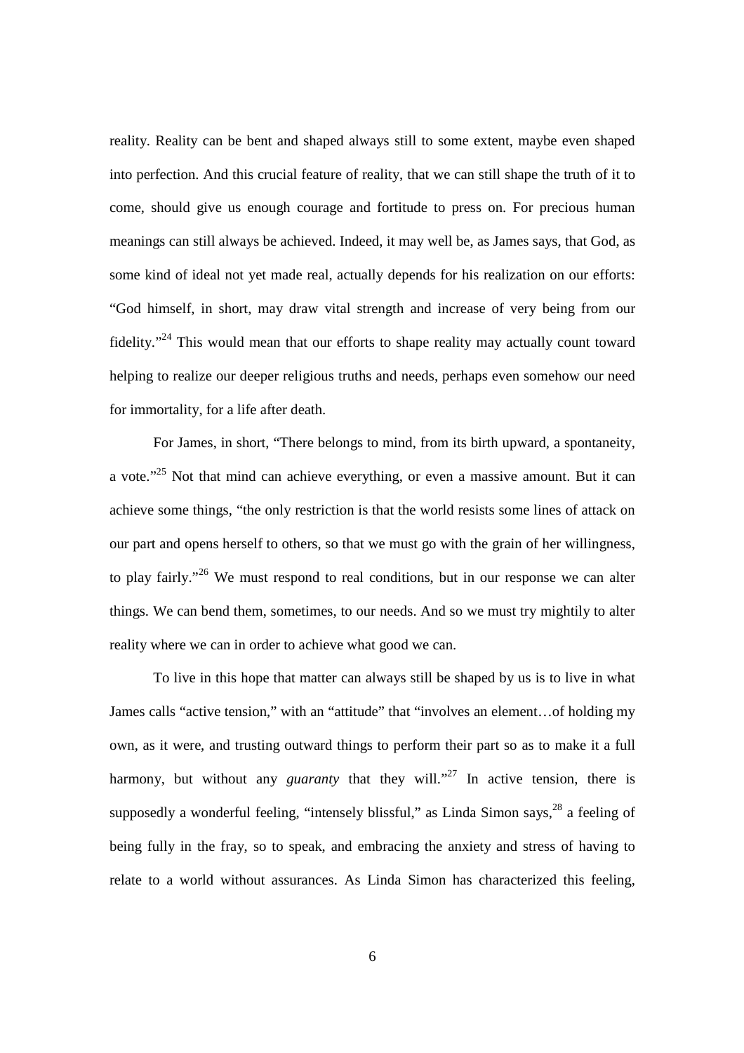reality. Reality can be bent and shaped always still to some extent, maybe even shaped into perfection. And this crucial feature of reality, that we can still shape the truth of it to come, should give us enough courage and fortitude to press on. For precious human meanings can still always be achieved. Indeed, it may well be, as James says, that God, as some kind of ideal not yet made real, actually depends for his realization on our efforts: "God himself, in short, may draw vital strength and increase of very being from our fidelity."[24] This would mean that our efforts to shape reality may actually count toward helping to realize our deeper religious truths and needs, perhaps even somehow our need for immortality, for a life after death.

For James, in short, "There belongs to mind, from its birth upward, a spontaneity, a vote."[25] Not that mind can achieve everything, or even a massive amount. But it can achieve some things, "the only restriction is that the world resists some lines of attack on our part and opens herself to others, so that we must go with the grain of her willingness, to play fairly."[26] We must respond to real conditions, but in our response we can alter things. We can bend them, sometimes, to our needs. And so we must try mightily to alter reality where we can in order to achieve what good we can.

To live in this hope that matter can always still be shaped by us is to live in what James calls "active tension," with an "attitude" that "involves an element…of holding my own, as it were, and trusting outward things to perform their part so as to make it a full harmony, but without any *guaranty* that they will."[27] In active tension, there is supposedly a wonderful feeling, "intensely blissful," as Linda Simon says,[28] a feeling of being fully in the fray, so to speak, and embracing the anxiety and stress of having to relate to a world without assurances. As Linda Simon has characterized this feeling,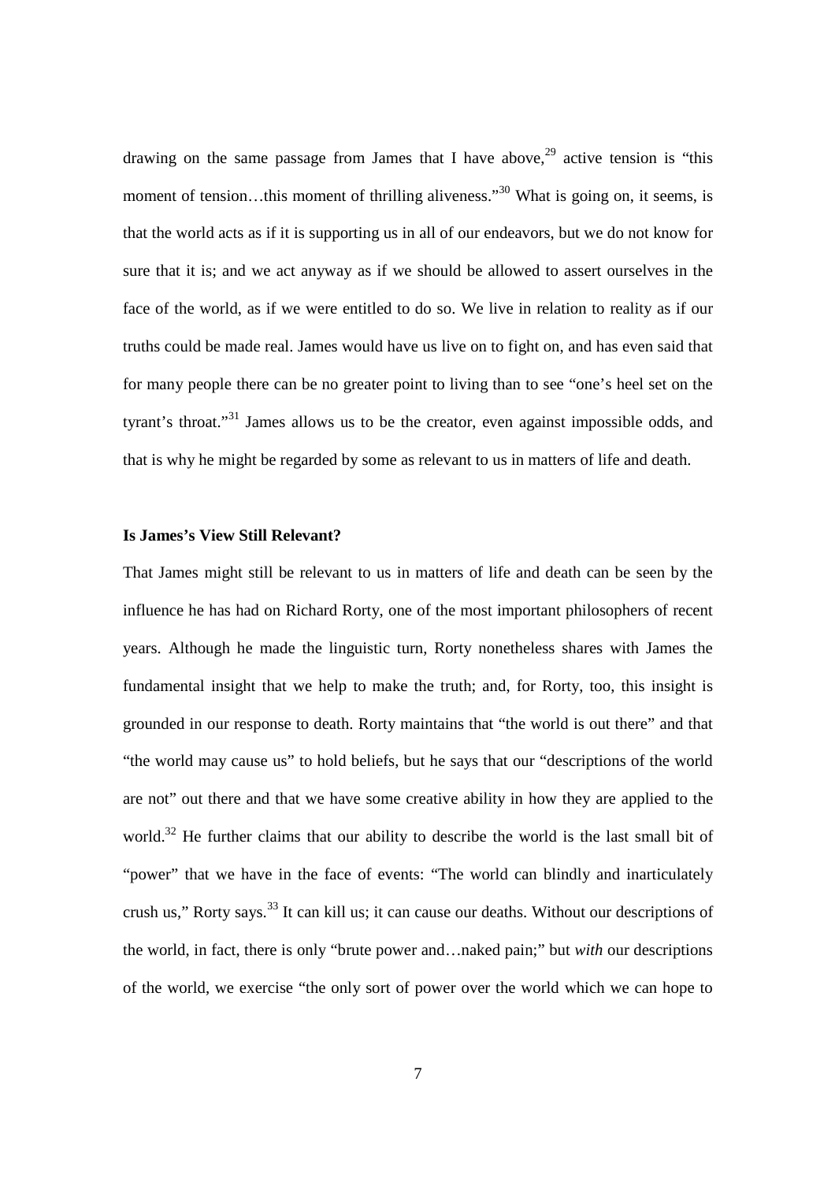drawing on the same passage from James that I have above,[29] active tension is "this moment of tension…this moment of thrilling aliveness."[30] What is going on, it seems, is that the world acts as if it is supporting us in all of our endeavors, but we do not know for sure that it is; and we act anyway as if we should be allowed to assert ourselves in the face of the world, as if we were entitled to do so. We live in relation to reality as if our truths could be made real. James would have us live on to fight on, and has even said that for many people there can be no greater point to living than to see "one's heel set on the tyrant's throat."[31] James allows us to be the creator, even against impossible odds, and that is why he might be regarded by some as relevant to us in matters of life and death.

**Is James's View Still Relevant?**

That James might still be relevant to us in matters of life and death can be seen by the influence he has had on Richard Rorty, one of the most important philosophers of recent years. Although he made the linguistic turn, Rorty nonetheless shares with James the fundamental insight that we help to make the truth; and, for Rorty, too, this insight is grounded in our response to death. Rorty maintains that "the world is out there" and that "the world may cause us" to hold beliefs, but he says that our "descriptions of the world are not" out there and that we have some creative ability in how they are applied to the world.[32] He further claims that our ability to describe the world is the last small bit of "power" that we have in the face of events: "The world can blindly and inarticulately crush us," Rorty says.[33] It can kill us; it can cause our deaths. Without our descriptions of the world, in fact, there is only "brute power and…naked pain;" but *with* our descriptions of the world, we exercise "the only sort of power over the world which we can hope to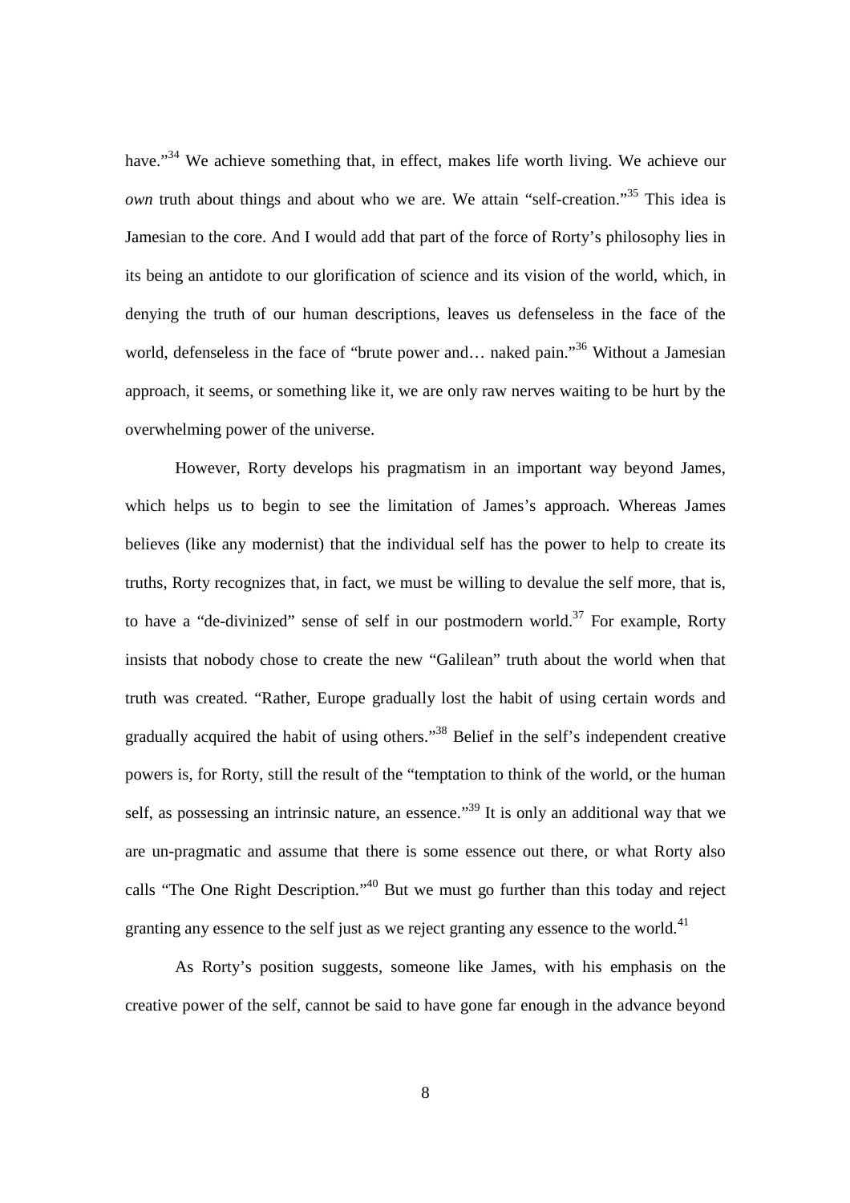have."[34] We achieve something that, in effect, makes life worth living. We achieve our *own* truth about things and about who we are. We attain "self-creation."[35] This idea is Jamesian to the core. And I would add that part of the force of Rorty's philosophy lies in its being an antidote to our glorification of science and its vision of the world, which, in denying the truth of our human descriptions, leaves us defenseless in the face of the world, defenseless in the face of "brute power and… naked pain."[36] Without a Jamesian approach, it seems, or something like it, we are only raw nerves waiting to be hurt by the overwhelming power of the universe.

However, Rorty develops his pragmatism in an important way beyond James, which helps us to begin to see the limitation of James's approach. Whereas James believes (like any modernist) that the individual self has the power to help to create its truths, Rorty recognizes that, in fact, we must be willing to devalue the self more, that is, to have a "de-divinized" sense of self in our postmodern world.[37] For example, Rorty insists that nobody chose to create the new "Galilean" truth about the world when that truth was created. "Rather, Europe gradually lost the habit of using certain words and gradually acquired the habit of using others."[38] Belief in the self's independent creative powers is, for Rorty, still the result of the "temptation to think of the world, or the human self, as possessing an intrinsic nature, an essence."[39] It is only an additional way that we are un-pragmatic and assume that there is some essence out there, or what Rorty also calls "The One Right Description."[40] But we must go further than this today and reject granting any essence to the self just as we reject granting any essence to the world.[41]

As Rorty's position suggests, someone like James, with his emphasis on the creative power of the self, cannot be said to have gone far enough in the advance beyond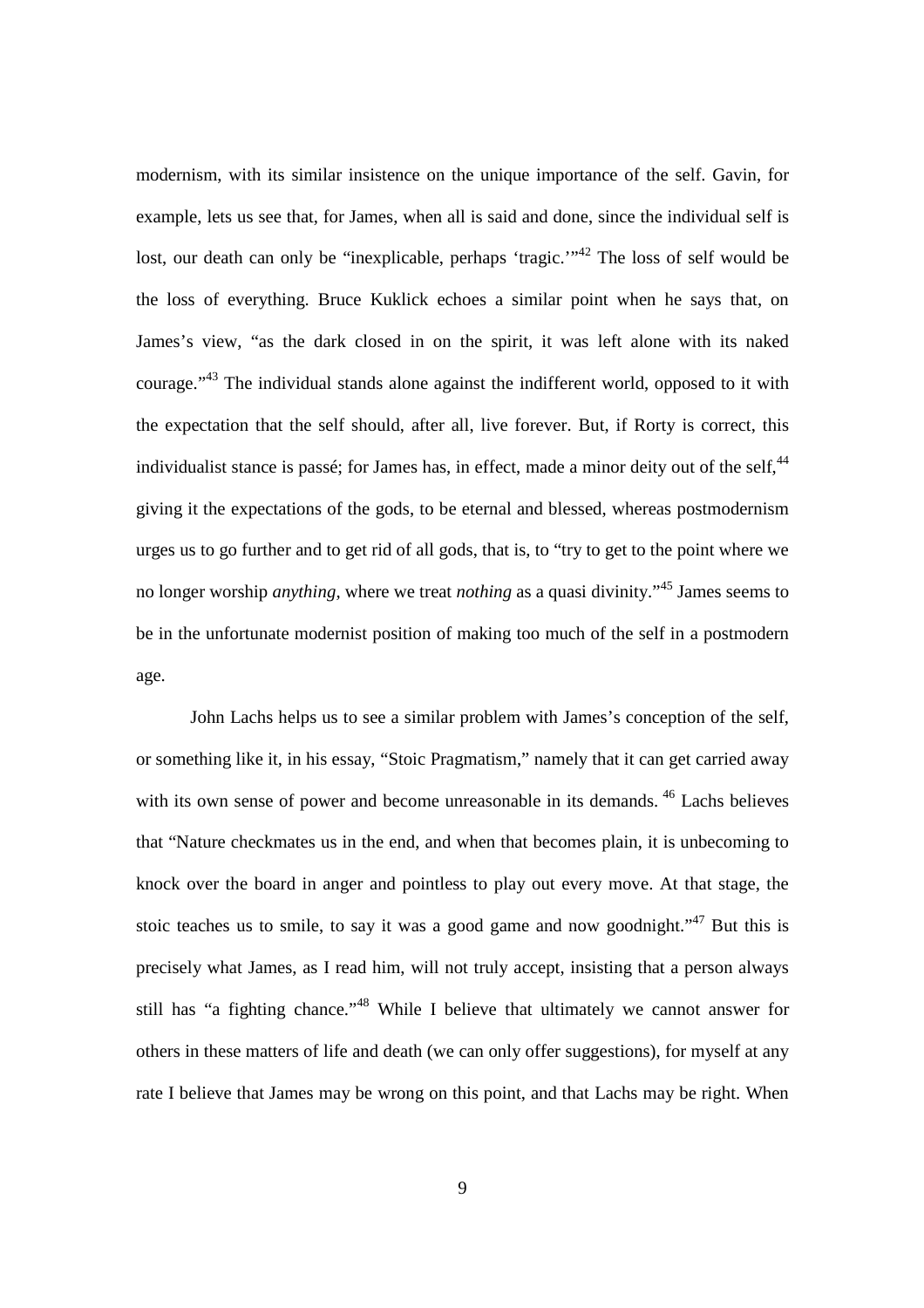modernism, with its similar insistence on the unique importance of the self. Gavin, for example, lets us see that, for James, when all is said and done, since the individual self is lost, our death can only be "inexplicable, perhaps 'tragic.'"[42] The loss of self would be the loss of everything. Bruce Kuklick echoes a similar point when he says that, on James's view, "as the dark closed in on the spirit, it was left alone with its naked courage."[43] The individual stands alone against the indifferent world, opposed to it with the expectation that the self should, after all, live forever. But, if Rorty is correct, this individualist stance is passé; for James has, in effect, made a minor deity out of the self,[44] giving it the expectations of the gods, to be eternal and blessed, whereas postmodernism urges us to go further and to get rid of all gods, that is, to "try to get to the point where we no longer worship *anything*, where we treat *nothing* as a quasi divinity."[45] James seems to be in the unfortunate modernist position of making too much of the self in a postmodern age.

John Lachs helps us to see a similar problem with James's conception of the self, or something like it, in his essay, "Stoic Pragmatism," namely that it can get carried away with its own sense of power and become unreasonable in its demands.[46] Lachs believes that "Nature checkmates us in the end, and when that becomes plain, it is unbecoming to knock over the board in anger and pointless to play out every move. At that stage, the stoic teaches us to smile, to say it was a good game and now goodnight."[47] But this is precisely what James, as I read him, will not truly accept, insisting that a person always still has "a fighting chance."[48] While I believe that ultimately we cannot answer for others in these matters of life and death (we can only offer suggestions), for myself at any rate I believe that James may be wrong on this point, and that Lachs may be right. When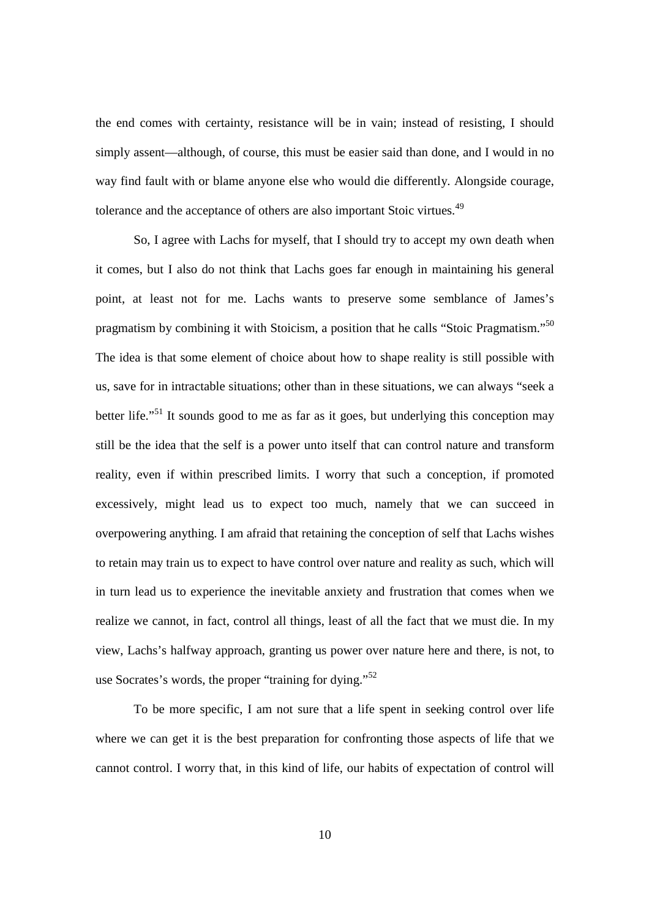the end comes with certainty, resistance will be in vain; instead of resisting, I should simply assent—although, of course, this must be easier said than done, and I would in no way find fault with or blame anyone else who would die differently. Alongside courage, tolerance and the acceptance of others are also important Stoic virtues.[49]

So, I agree with Lachs for myself, that I should try to accept my own death when it comes, but I also do not think that Lachs goes far enough in maintaining his general point, at least not for me. Lachs wants to preserve some semblance of James's pragmatism by combining it with Stoicism, a position that he calls "Stoic Pragmatism."[50] The idea is that some element of choice about how to shape reality is still possible with us, save for in intractable situations; other than in these situations, we can always "seek a better life."[51] It sounds good to me as far as it goes, but underlying this conception may still be the idea that the self is a power unto itself that can control nature and transform reality, even if within prescribed limits. I worry that such a conception, if promoted excessively, might lead us to expect too much, namely that we can succeed in overpowering anything. I am afraid that retaining the conception of self that Lachs wishes to retain may train us to expect to have control over nature and reality as such, which will in turn lead us to experience the inevitable anxiety and frustration that comes when we realize we cannot, in fact, control all things, least of all the fact that we must die. In my view, Lachs's halfway approach, granting us power over nature here and there, is not, to use Socrates's words, the proper "training for dying."[52]

To be more specific, I am not sure that a life spent in seeking control over life where we can get it is the best preparation for confronting those aspects of life that we cannot control. I worry that, in this kind of life, our habits of expectation of control will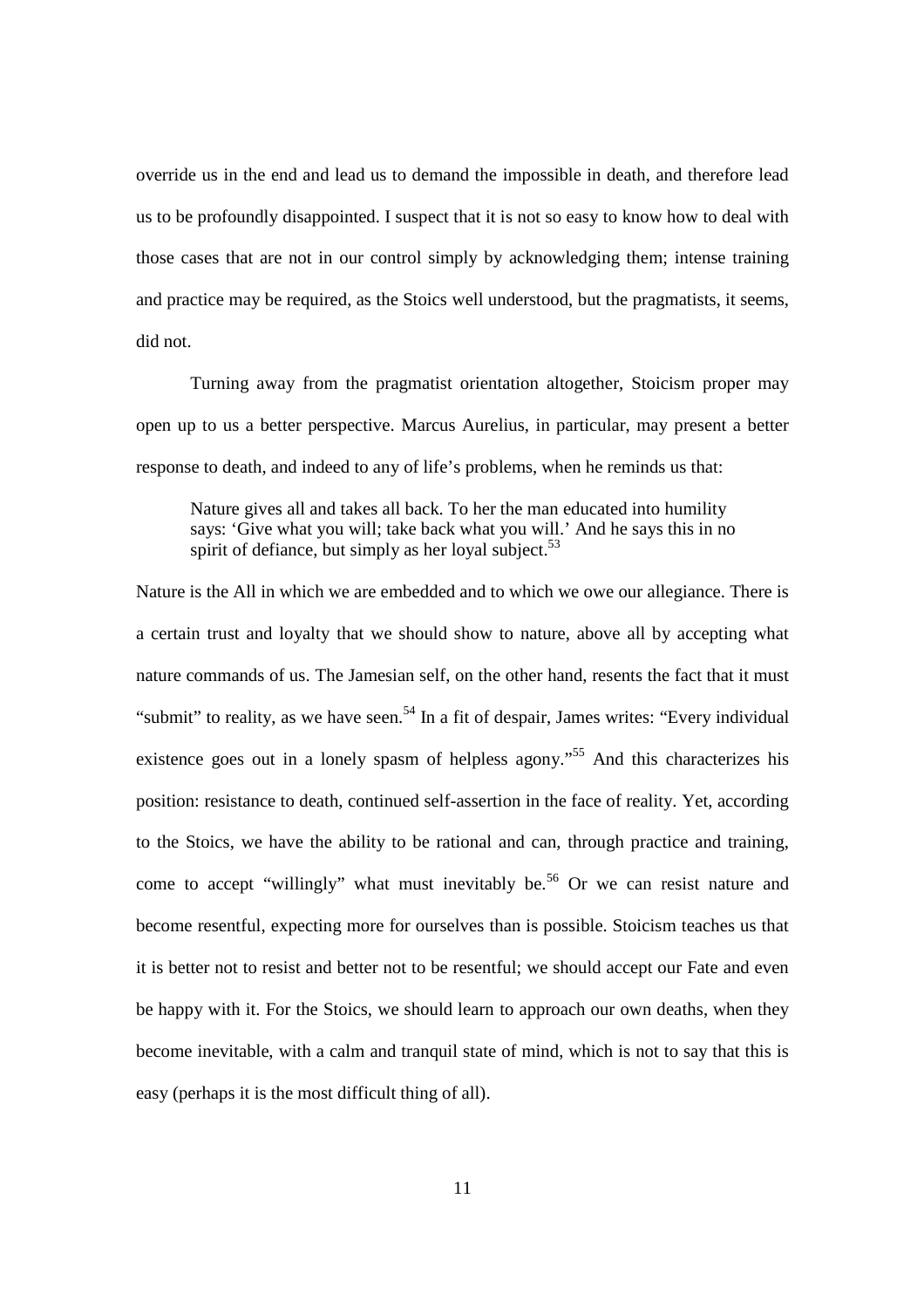override us in the end and lead us to demand the impossible in death, and therefore lead us to be profoundly disappointed. I suspect that it is not so easy to know how to deal with those cases that are not in our control simply by acknowledging them; intense training and practice may be required, as the Stoics well understood, but the pragmatists, it seems, did not.

Turning away from the pragmatist orientation altogether, Stoicism proper may open up to us a better perspective. Marcus Aurelius, in particular, may present a better response to death, and indeed to any of life's problems, when he reminds us that:

> Nature gives all and takes all back. To her the man educated into humility says: 'Give what you will; take back what you will.' And he says this in no spirit of defiance, but simply as her loyal subject.[53]

Nature is the All in which we are embedded and to which we owe our allegiance. There is a certain trust and loyalty that we should show to nature, above all by accepting what nature commands of us. The Jamesian self, on the other hand, resents the fact that it must "submit" to reality, as we have seen.[54] In a fit of despair, James writes: "Every individual existence goes out in a lonely spasm of helpless agony."[55] And this characterizes his position: resistance to death, continued self-assertion in the face of reality. Yet, according to the Stoics, we have the ability to be rational and can, through practice and training, come to accept "willingly" what must inevitably be.[56] Or we can resist nature and become resentful, expecting more for ourselves than is possible. Stoicism teaches us that it is better not to resist and better not to be resentful; we should accept our Fate and even be happy with it. For the Stoics, we should learn to approach our own deaths, when they become inevitable, with a calm and tranquil state of mind, which is not to say that this is easy (perhaps it is the most difficult thing of all).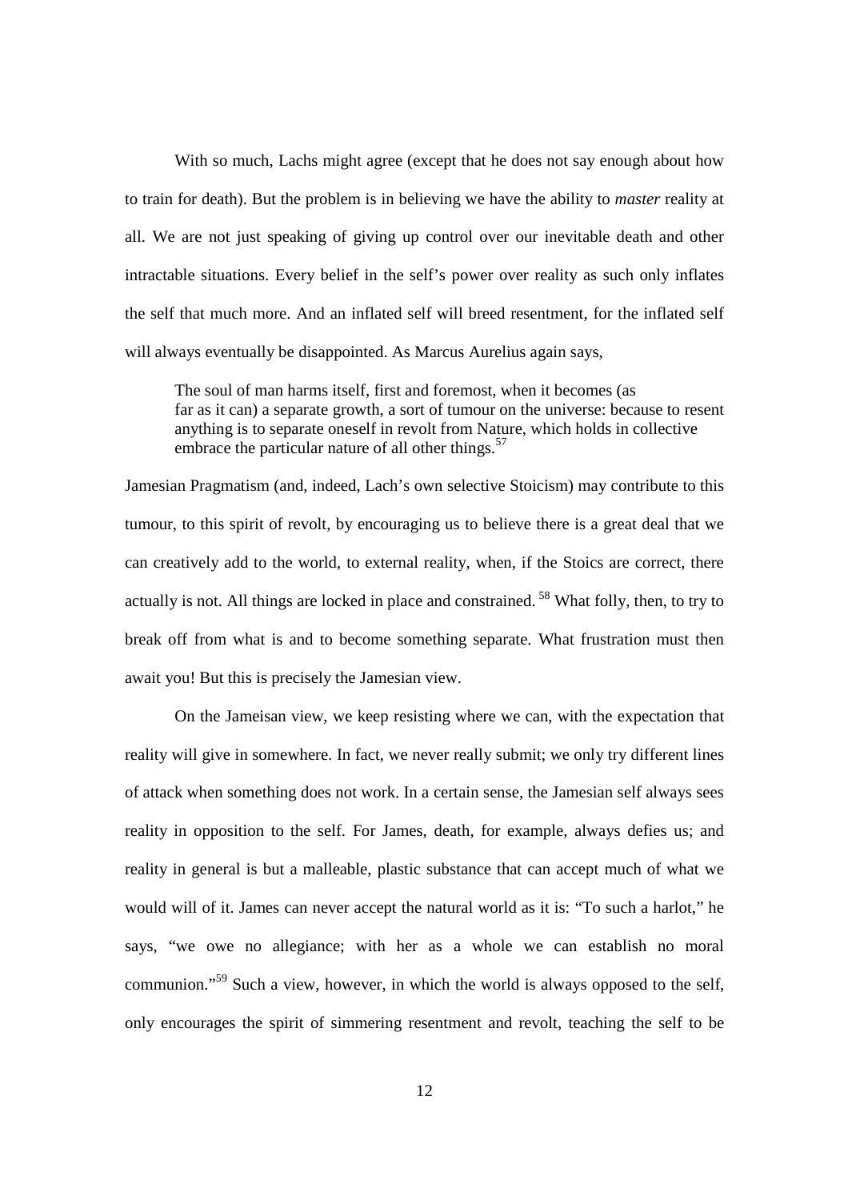With so much, Lachs might agree (except that he does not say enough about how to train for death). But the problem is in believing we have the ability to *master* reality at all. We are not just speaking of giving up control over our inevitable death and other intractable situations. Every belief in the self's power over reality as such only inflates the self that much more. And an inflated self will breed resentment, for the inflated self will always eventually be disappointed. As Marcus Aurelius again says,

> The soul of man harms itself, first and foremost, when it becomes (as far as it can) a separate growth, a sort of tumour on the universe: because to resent anything is to separate oneself in revolt from Nature, which holds in collective embrace the particular nature of all other things.[57]

Jamesian Pragmatism (and, indeed, Lach's own selective Stoicism) may contribute to this tumour, to this spirit of revolt, by encouraging us to believe there is a great deal that we can creatively add to the world, to external reality, when, if the Stoics are correct, there actually is not. All things are locked in place and constrained. [58] What folly, then, to try to break off from what is and to become something separate. What frustration must then await you! But this is precisely the Jamesian view.

On the Jameisan view, we keep resisting where we can, with the expectation that reality will give in somewhere. In fact, we never really submit; we only try different lines of attack when something does not work. In a certain sense, the Jamesian self always sees reality in opposition to the self. For James, death, for example, always defies us; and reality in general is but a malleable, plastic substance that can accept much of what we would will of it. James can never accept the natural world as it is: "To such a harlot," he says, "we owe no allegiance; with her as a whole we can establish no moral communion."[59] Such a view, however, in which the world is always opposed to the self, only encourages the spirit of simmering resentment and revolt, teaching the self to be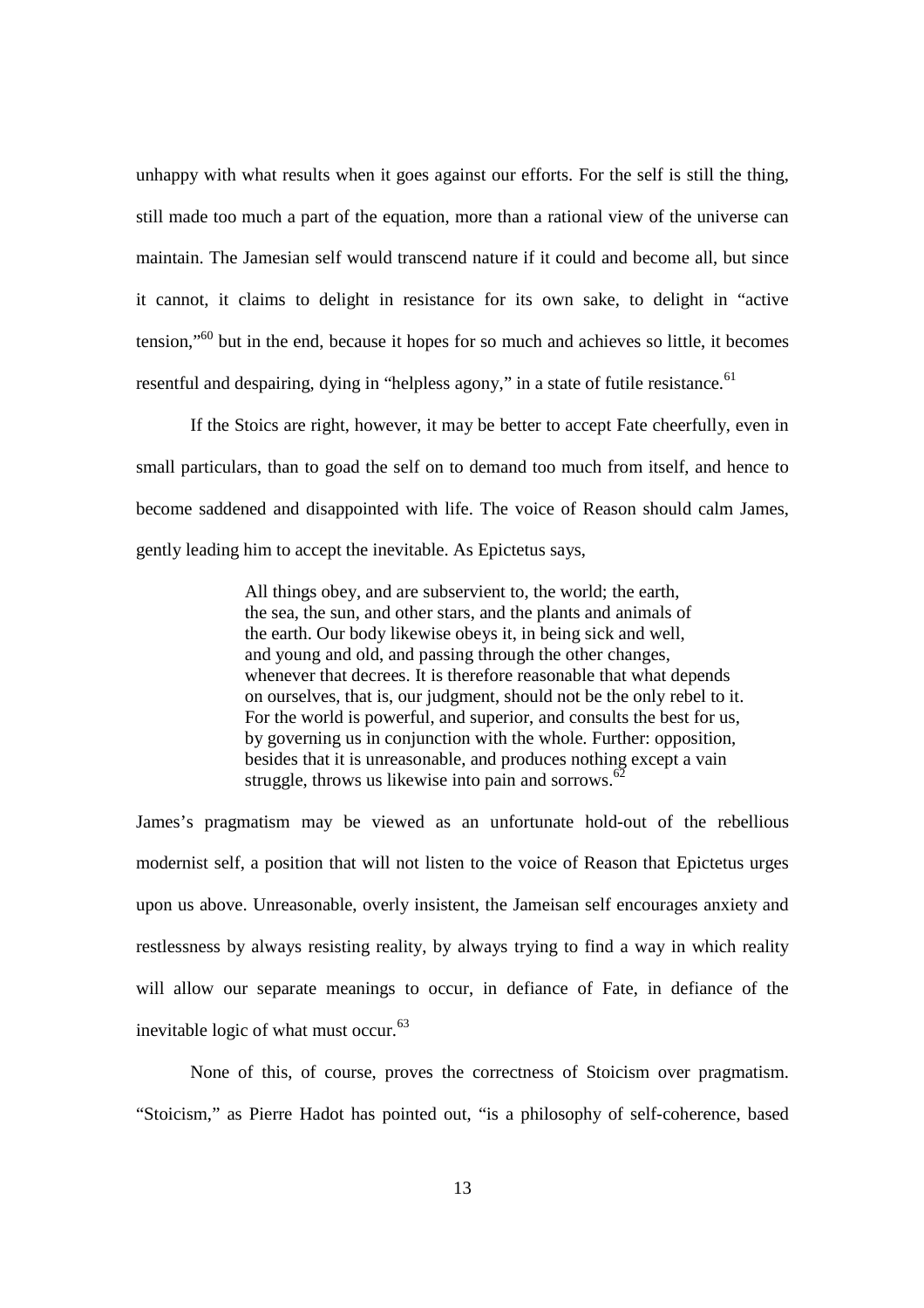unhappy with what results when it goes against our efforts. For the self is still the thing, still made too much a part of the equation, more than a rational view of the universe can maintain. The Jamesian self would transcend nature if it could and become all, but since it cannot, it claims to delight in resistance for its own sake, to delight in "active tension,"[60] but in the end, because it hopes for so much and achieves so little, it becomes resentful and despairing, dying in "helpless agony," in a state of futile resistance.[61]

If the Stoics are right, however, it may be better to accept Fate cheerfully, even in small particulars, than to goad the self on to demand too much from itself, and hence to become saddened and disappointed with life. The voice of Reason should calm James, gently leading him to accept the inevitable. As Epictetus says,

> All things obey, and are subservient to, the world; the earth, the sea, the sun, and other stars, and the plants and animals of the earth. Our body likewise obeys it, in being sick and well, and young and old, and passing through the other changes, whenever that decrees. It is therefore reasonable that what depends on ourselves, that is, our judgment, should not be the only rebel to it. For the world is powerful, and superior, and consults the best for us, by governing us in conjunction with the whole. Further: opposition, besides that it is unreasonable, and produces nothing except a vain struggle, throws us likewise into pain and sorrows.[62]

James's pragmatism may be viewed as an unfortunate hold-out of the rebellious modernist self, a position that will not listen to the voice of Reason that Epictetus urges upon us above. Unreasonable, overly insistent, the Jameisan self encourages anxiety and restlessness by always resisting reality, by always trying to find a way in which reality will allow our separate meanings to occur, in defiance of Fate, in defiance of the inevitable logic of what must occur.[63]

None of this, of course, proves the correctness of Stoicism over pragmatism. "Stoicism," as Pierre Hadot has pointed out, "is a philosophy of self-coherence, based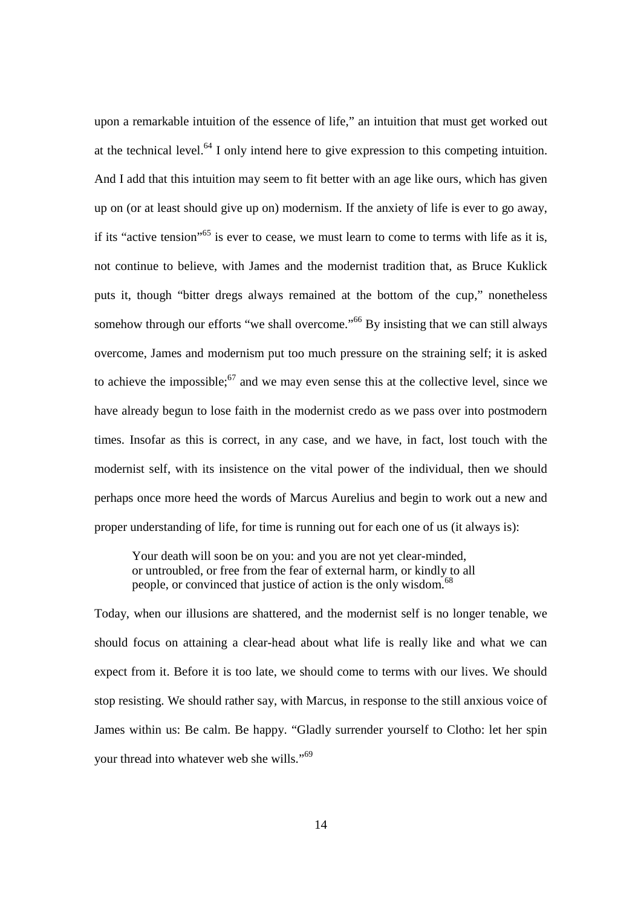upon a remarkable intuition of the essence of life," an intuition that must get worked out at the technical level.[64] I only intend here to give expression to this competing intuition. And I add that this intuition may seem to fit better with an age like ours, which has given up on (or at least should give up on) modernism. If the anxiety of life is ever to go away, if its "active tension"[65] is ever to cease, we must learn to come to terms with life as it is, not continue to believe, with James and the modernist tradition that, as Bruce Kuklick puts it, though "bitter dregs always remained at the bottom of the cup," nonetheless somehow through our efforts "we shall overcome."[66] By insisting that we can still always overcome, James and modernism put too much pressure on the straining self; it is asked to achieve the impossible;[67] and we may even sense this at the collective level, since we have already begun to lose faith in the modernist credo as we pass over into postmodern times. Insofar as this is correct, in any case, and we have, in fact, lost touch with the modernist self, with its insistence on the vital power of the individual, then we should perhaps once more heed the words of Marcus Aurelius and begin to work out a new and proper understanding of life, for time is running out for each one of us (it always is):

> Your death will soon be on you: and you are not yet clear-minded, or untroubled, or free from the fear of external harm, or kindly to all people, or convinced that justice of action is the only wisdom.[68]

Today, when our illusions are shattered, and the modernist self is no longer tenable, we should focus on attaining a clear-head about what life is really like and what we can expect from it. Before it is too late, we should come to terms with our lives. We should stop resisting. We should rather say, with Marcus, in response to the still anxious voice of James within us: Be calm. Be happy. "Gladly surrender yourself to Clotho: let her spin your thread into whatever web she wills."[69]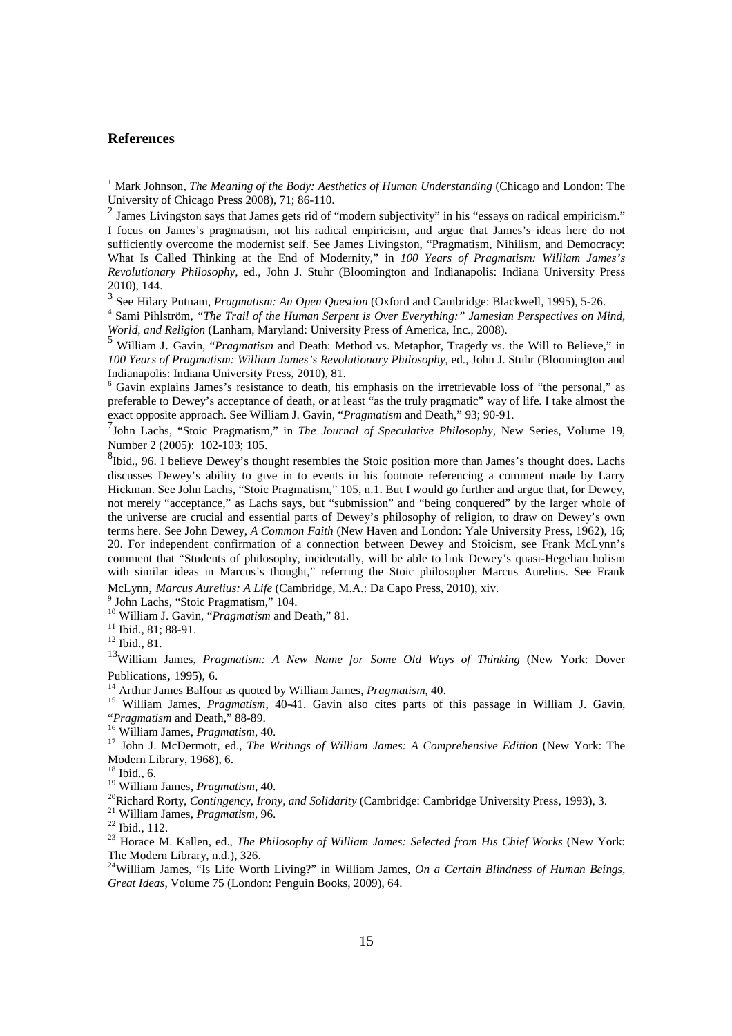## References

[1] Mark Johnson, *The Meaning of the Body: Aesthetics of Human Understanding* (Chicago and London: The University of Chicago Press 2008), 71; 86-110.

[2] James Livingston says that James gets rid of "modern subjectivity" in his "essays on radical empiricism." I focus on James's pragmatism, not his radical empiricism, and argue that James's ideas here do not sufficiently overcome the modernist self. See James Livingston, "Pragmatism, Nihilism, and Democracy: What Is Called Thinking at the End of Modernity," in *100 Years of Pragmatism: William James's Revolutionary Philosophy*, ed., John J. Stuhr (Bloomington and Indianapolis: Indiana University Press 2010), 144.

[3] See Hilary Putnam, *Pragmatism: An Open Question* (Oxford and Cambridge: Blackwell, 1995), 5-26.

[4] Sami Pihlström, *"The Trail of the Human Serpent is Over Everything:" Jamesian Perspectives on Mind, World, and Religion* (Lanham, Maryland: University Press of America, Inc., 2008).

[5] William J. Gavin, "*Pragmatism* and Death: Method vs. Metaphor, Tragedy vs. the Will to Believe," in *100 Years of Pragmatism: William James's Revolutionary Philosophy*, ed., John J. Stuhr (Bloomington and Indianapolis: Indiana University Press, 2010), 81.

[6] Gavin explains James's resistance to death, his emphasis on the irretrievable loss of "the personal," as preferable to Dewey's acceptance of death, or at least "as the truly pragmatic" way of life. I take almost the exact opposite approach. See William J. Gavin, "*Pragmatism* and Death," 93; 90-91.

[7] John Lachs, "Stoic Pragmatism," in *The Journal of Speculative Philosophy*, New Series, Volume 19, Number 2 (2005): 102-103; 105.

[8] Ibid., 96. I believe Dewey's thought resembles the Stoic position more than James's thought does. Lachs discusses Dewey's ability to give in to events in his footnote referencing a comment made by Larry Hickman. See John Lachs, "Stoic Pragmatism," 105, n.1. But I would go further and argue that, for Dewey, not merely "acceptance," as Lachs says, but "submission" and "being conquered" by the larger whole of the universe are crucial and essential parts of Dewey's philosophy of religion, to draw on Dewey's own terms here. See John Dewey, *A Common Faith* (New Haven and London: Yale University Press, 1962), 16; 20. For independent confirmation of a connection between Dewey and Stoicism, see Frank McLynn's comment that "Students of philosophy, incidentally, will be able to link Dewey's quasi-Hegelian holism with similar ideas in Marcus's thought," referring the Stoic philosopher Marcus Aurelius. See Frank McLynn, *Marcus Aurelius: A Life* (Cambridge, M.A.: Da Capo Press, 2010), xiv.

[9] John Lachs, "Stoic Pragmatism," 104.

[10] William J. Gavin, "*Pragmatism* and Death," 81.

[11] Ibid., 81; 88-91.

[12] Ibid., 81.

[13] William James, *Pragmatism: A New Name for Some Old Ways of Thinking* (New York: Dover Publications, 1995), 6.

[14] Arthur James Balfour as quoted by William James, *Pragmatism*, 40.

[15] William James, *Pragmatism*, 40-41. Gavin also cites parts of this passage in William J. Gavin, "*Pragmatism* and Death," 88-89.

[16] William James, *Pragmatism*, 40.

[17] John J. McDermott, ed., *The Writings of William James: A Comprehensive Edition* (New York: The Modern Library, 1968), 6.

[18] Ibid., 6.

[19] William James, *Pragmatism*, 40.

[20] Richard Rorty, *Contingency, Irony, and Solidarity* (Cambridge: Cambridge University Press, 1993), 3.

[21] William James, *Pragmatism*, 96.

[22] Ibid., 112.

[23] Horace M. Kallen, ed., *The Philosophy of William James: Selected from His Chief Works* (New York: The Modern Library, n.d.), 326.

[24] William James, "Is Life Worth Living?" in William James, *On a Certain Blindness of Human Beings*, *Great Ideas*, Volume 75 (London: Penguin Books, 2009), 64.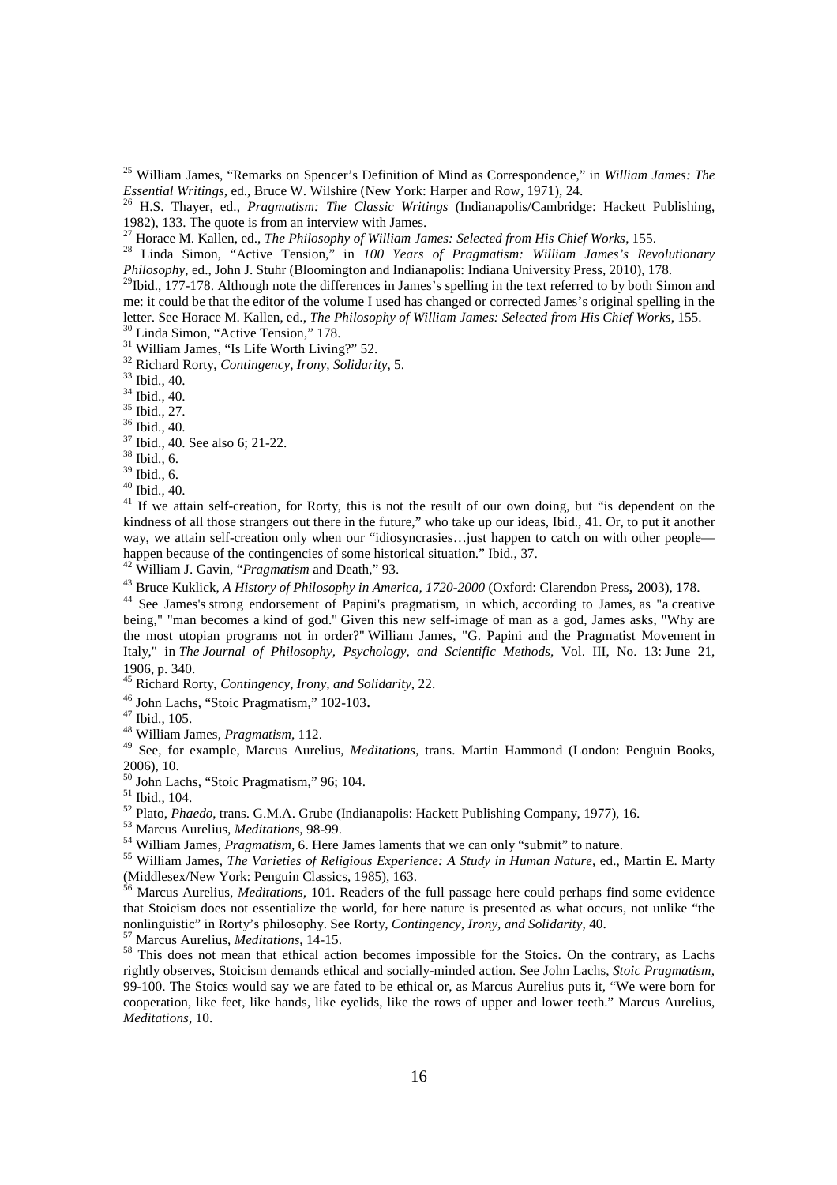[25] William James, "Remarks on Spencer's Definition of Mind as Correspondence," in *William James: The Essential Writings*, ed., Bruce W. Wilshire (New York: Harper and Row, 1971), 24.

[26] H.S. Thayer, ed., *Pragmatism: The Classic Writings* (Indianapolis/Cambridge: Hackett Publishing, 1982), 133. The quote is from an interview with James.

[27] Horace M. Kallen, ed., *The Philosophy of William James: Selected from His Chief Works*, 155.

[28] Linda Simon, "Active Tension," in *100 Years of Pragmatism: William James's Revolutionary Philosophy*, ed., John J. Stuhr (Bloomington and Indianapolis: Indiana University Press, 2010), 178.

[29] Ibid., 177-178. Although note the differences in James's spelling in the text referred to by both Simon and me: it could be that the editor of the volume I used has changed or corrected James's original spelling in the letter. See Horace M. Kallen, ed., *The Philosophy of William James: Selected from His Chief Works*, 155.

[30] Linda Simon, "Active Tension," 178.

[31] William James, "Is Life Worth Living?" 52.

[32] Richard Rorty, *Contingency, Irony, Solidarity*, 5.

[33] Ibid., 40.

[34] Ibid., 40.

[35] Ibid., 27.

[36] Ibid., 40.

[37] Ibid., 40. See also 6; 21-22.

[38] Ibid., 6.

[39] Ibid., 6.

[40] Ibid., 40.

[41] If we attain self-creation, for Rorty, this is not the result of our own doing, but "is dependent on the kindness of all those strangers out there in the future," who take up our ideas, Ibid., 41. Or, to put it another way, we attain self-creation only when our "idiosyncrasies…just happen to catch on with other people—happen because of the contingencies of some historical situation." Ibid., 37.

[42] William J. Gavin, "*Pragmatism* and Death," 93.

[43] Bruce Kuklick, *A History of Philosophy in America, 1720-2000* (Oxford: Clarendon Press, 2003), 178.

[44] See James's strong endorsement of Papini's pragmatism, in which, according to James, as "a creative being," "man becomes a kind of god." Given this new self-image of man as a god, James asks, "Why are the most utopian programs not in order?" William James, "G. Papini and the Pragmatist Movement in Italy," in *The Journal of Philosophy, Psychology, and Scientific Methods*, Vol. III, No. 13: June 21, 1906, p. 340.

[45] Richard Rorty, *Contingency, Irony, and Solidarity*, 22.

[46] John Lachs, "Stoic Pragmatism," 102-103.

[47] Ibid., 105.

[48] William James, *Pragmatism*, 112.

[49] See, for example, Marcus Aurelius, *Meditations*, trans. Martin Hammond (London: Penguin Books, 2006), 10.

[50] John Lachs, "Stoic Pragmatism," 96; 104.

[51] Ibid., 104.

[52] Plato, *Phaedo*, trans. G.M.A. Grube (Indianapolis: Hackett Publishing Company, 1977), 16.

[53] Marcus Aurelius, *Meditations*, 98-99.

[54] William James, *Pragmatism*, 6. Here James laments that we can only "submit" to nature.

[55] William James, *The Varieties of Religious Experience: A Study in Human Nature*, ed., Martin E. Marty (Middlesex/New York: Penguin Classics, 1985), 163.

[56] Marcus Aurelius, *Meditations*, 101. Readers of the full passage here could perhaps find some evidence that Stoicism does not essentialize the world, for here nature is presented as what occurs, not unlike "the nonlinguistic" in Rorty's philosophy. See Rorty, *Contingency, Irony, and Solidarity*, 40.

[57] Marcus Aurelius, *Meditations*, 14-15.

[58] This does not mean that ethical action becomes impossible for the Stoics. On the contrary, as Lachs rightly observes, Stoicism demands ethical and socially-minded action. See John Lachs, *Stoic Pragmatism*, 99-100. The Stoics would say we are fated to be ethical or, as Marcus Aurelius puts it, "We were born for cooperation, like feet, like hands, like eyelids, like the rows of upper and lower teeth." Marcus Aurelius, *Meditations*, 10.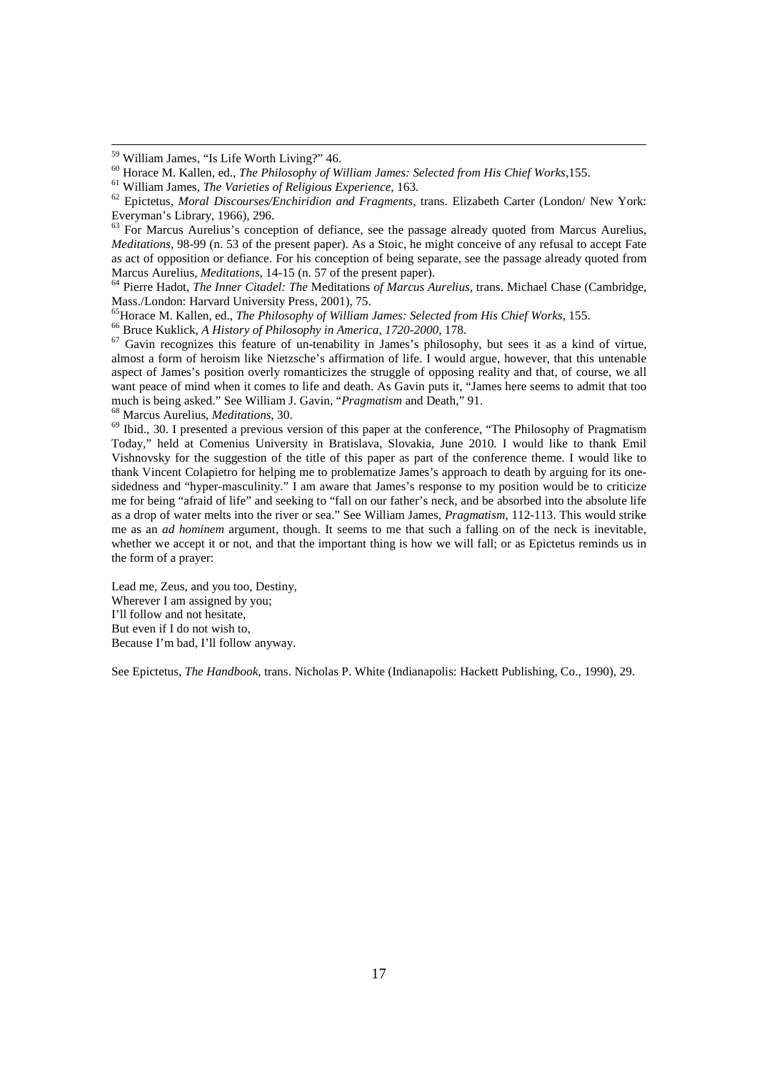[59] William James, "Is Life Worth Living?" 46.

[60] Horace M. Kallen, ed., *The Philosophy of William James: Selected from His Chief Works*,155.

[61] William James, *The Varieties of Religious Experience*, 163.

[62] Epictetus, *Moral Discourses/Enchiridion and Fragments*, trans. Elizabeth Carter (London/ New York: Everyman's Library, 1966), 296.

[63] For Marcus Aurelius's conception of defiance, see the passage already quoted from Marcus Aurelius, *Meditations*, 98-99 (n. 53 of the present paper). As a Stoic, he might conceive of any refusal to accept Fate as act of opposition or defiance. For his conception of being separate, see the passage already quoted from Marcus Aurelius, *Meditations*, 14-15 (n. 57 of the present paper).

[64] Pierre Hadot, *The Inner Citadel: The* Meditations *of Marcus Aurelius*, trans. Michael Chase (Cambridge, Mass./London: Harvard University Press, 2001), 75.

[65] Horace M. Kallen, ed., *The Philosophy of William James: Selected from His Chief Works*, 155.

[66] Bruce Kuklick, *A History of Philosophy in America, 1720-2000*, 178.

[67] Gavin recognizes this feature of un-tenability in James's philosophy, but sees it as a kind of virtue, almost a form of heroism like Nietzsche's affirmation of life. I would argue, however, that this untenable aspect of James's position overly romanticizes the struggle of opposing reality and that, of course, we all want peace of mind when it comes to life and death. As Gavin puts it, "James here seems to admit that too much is being asked." See William J. Gavin, "*Pragmatism* and Death," 91.

[68] Marcus Aurelius, *Meditations*, 30.

[69] Ibid., 30. I presented a previous version of this paper at the conference, "The Philosophy of Pragmatism Today," held at Comenius University in Bratislava, Slovakia, June 2010. I would like to thank Emil Vishnovsky for the suggestion of the title of this paper as part of the conference theme. I would like to thank Vincent Colapietro for helping me to problematize James's approach to death by arguing for its one-sidedness and "hyper-masculinity." I am aware that James's response to my position would be to criticize me for being "afraid of life" and seeking to "fall on our father's neck, and be absorbed into the absolute life as a drop of water melts into the river or sea." See William James, *Pragmatism*, 112-113. This would strike me as an *ad hominem* argument, though. It seems to me that such a falling on of the neck is inevitable, whether we accept it or not, and that the important thing is how we will fall; or as Epictetus reminds us in the form of a prayer:

Lead me, Zeus, and you too, Destiny,
Wherever I am assigned by you;
I'll follow and not hesitate,
But even if I do not wish to,
Because I'm bad, I'll follow anyway.

See Epictetus, *The Handbook*, trans. Nicholas P. White (Indianapolis: Hackett Publishing, Co., 1990), 29.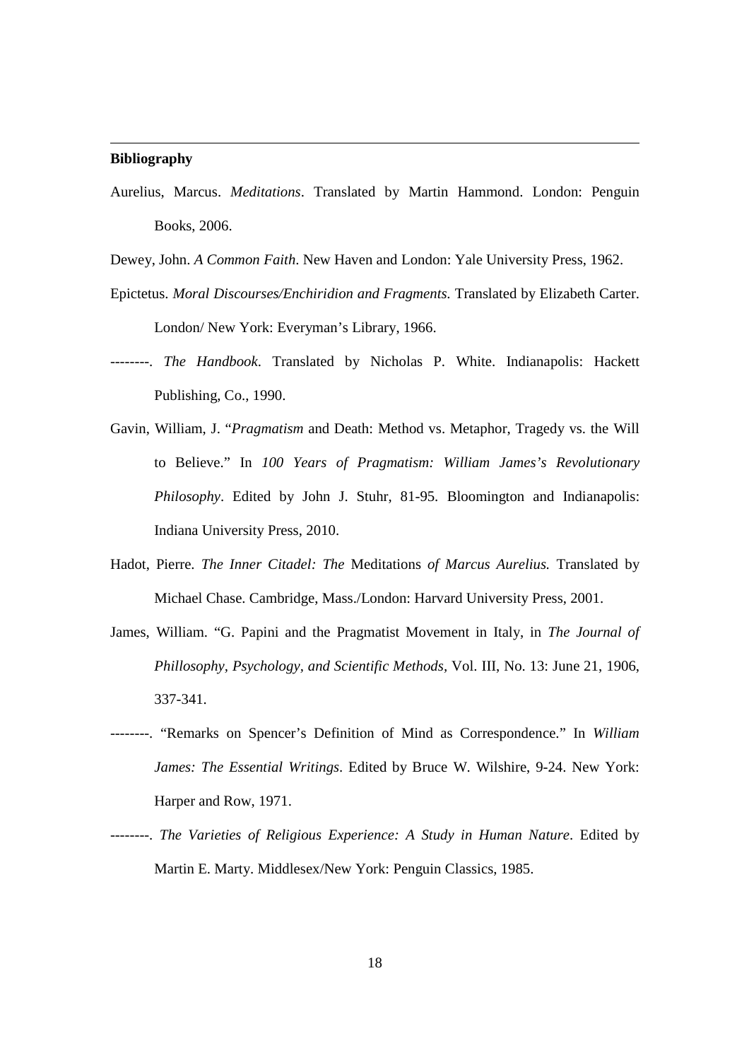**Bibliography**

Aurelius, Marcus. *Meditations*. Translated by Martin Hammond. London: Penguin Books, 2006.

Dewey, John. *A Common Faith*. New Haven and London: Yale University Press, 1962.

Epictetus. *Moral Discourses/Enchiridion and Fragments.* Translated by Elizabeth Carter. London/ New York: Everyman's Library, 1966.

--------. *The Handbook*. Translated by Nicholas P. White. Indianapolis: Hackett Publishing, Co., 1990.

Gavin, William, J. "*Pragmatism* and Death: Method vs. Metaphor, Tragedy vs. the Will to Believe." In *100 Years of Pragmatism: William James's Revolutionary Philosophy*. Edited by John J. Stuhr, 81-95. Bloomington and Indianapolis: Indiana University Press, 2010.

Hadot, Pierre. *The Inner Citadel: The* Meditations *of Marcus Aurelius.* Translated by Michael Chase. Cambridge, Mass./London: Harvard University Press, 2001.

James, William. "G. Papini and the Pragmatist Movement in Italy, in *The Journal of Phillosophy, Psychology, and Scientific Methods*, Vol. III, No. 13: June 21, 1906, 337-341.

--------. "Remarks on Spencer's Definition of Mind as Correspondence." In *William James: The Essential Writings*. Edited by Bruce W. Wilshire, 9-24. New York: Harper and Row, 1971.

--------. *The Varieties of Religious Experience: A Study in Human Nature*. Edited by Martin E. Marty. Middlesex/New York: Penguin Classics, 1985.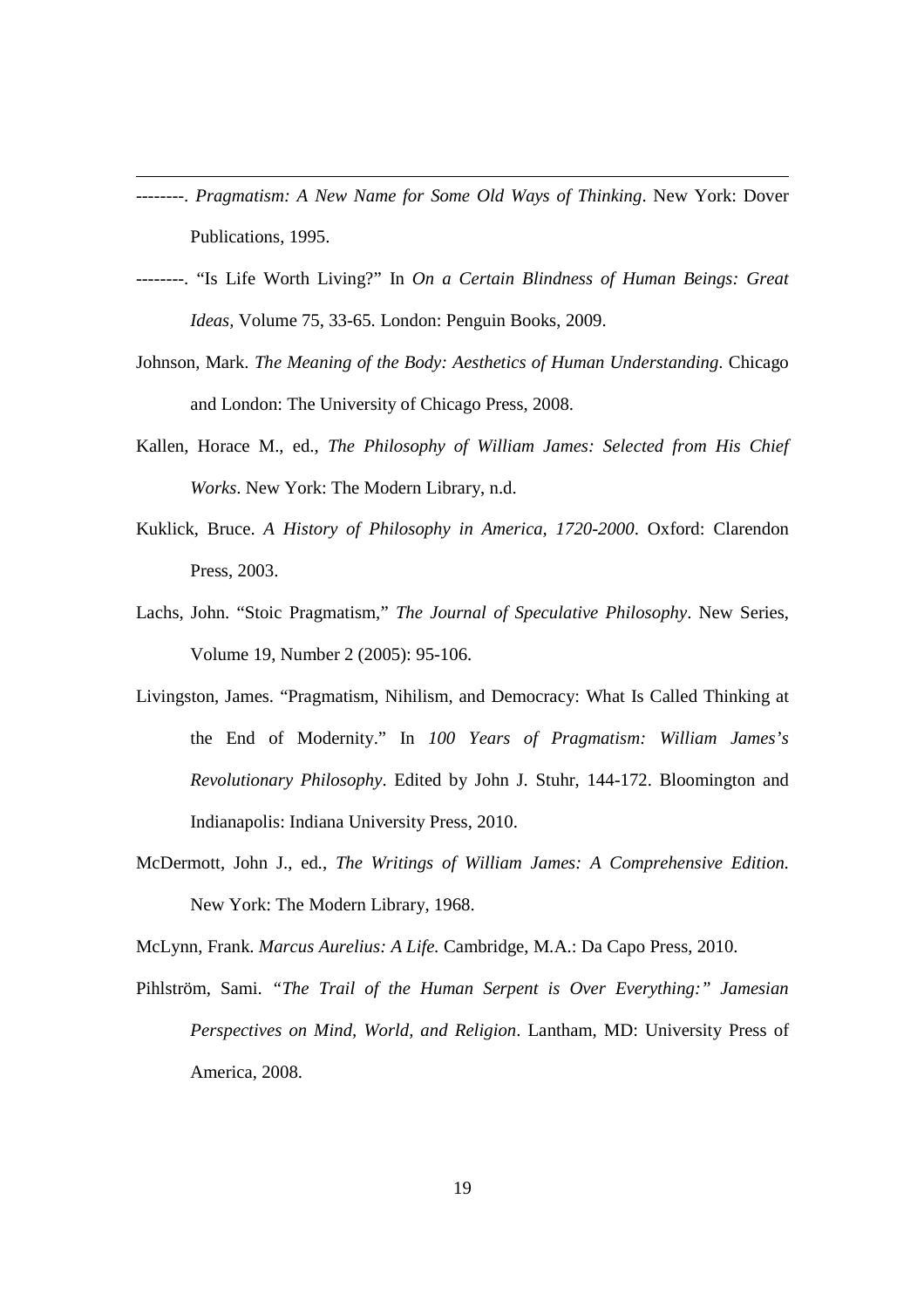--------. *Pragmatism: A New Name for Some Old Ways of Thinking*. New York: Dover Publications, 1995.

--------. "Is Life Worth Living?" In *On a Certain Blindness of Human Beings: Great Ideas*, Volume 75, 33-65. London: Penguin Books, 2009.

Johnson, Mark. *The Meaning of the Body: Aesthetics of Human Understanding*. Chicago and London: The University of Chicago Press, 2008.

Kallen, Horace M., ed., *The Philosophy of William James: Selected from His Chief Works*. New York: The Modern Library, n.d.

Kuklick, Bruce. *A History of Philosophy in America, 1720-2000*. Oxford: Clarendon Press, 2003.

Lachs, John. "Stoic Pragmatism," *The Journal of Speculative Philosophy*. New Series, Volume 19, Number 2 (2005): 95-106.

Livingston, James. "Pragmatism, Nihilism, and Democracy: What Is Called Thinking at the End of Modernity." In *100 Years of Pragmatism: William James's Revolutionary Philosophy*. Edited by John J. Stuhr, 144-172. Bloomington and Indianapolis: Indiana University Press, 2010.

McDermott, John J., ed., *The Writings of William James: A Comprehensive Edition.* New York: The Modern Library, 1968.

McLynn, Frank. *Marcus Aurelius: A Life.* Cambridge, M.A.: Da Capo Press, 2010.

Pihlström, Sami. "*The Trail of the Human Serpent is Over Everything:" Jamesian Perspectives on Mind, World, and Religion*. Lantham, MD: University Press of America, 2008.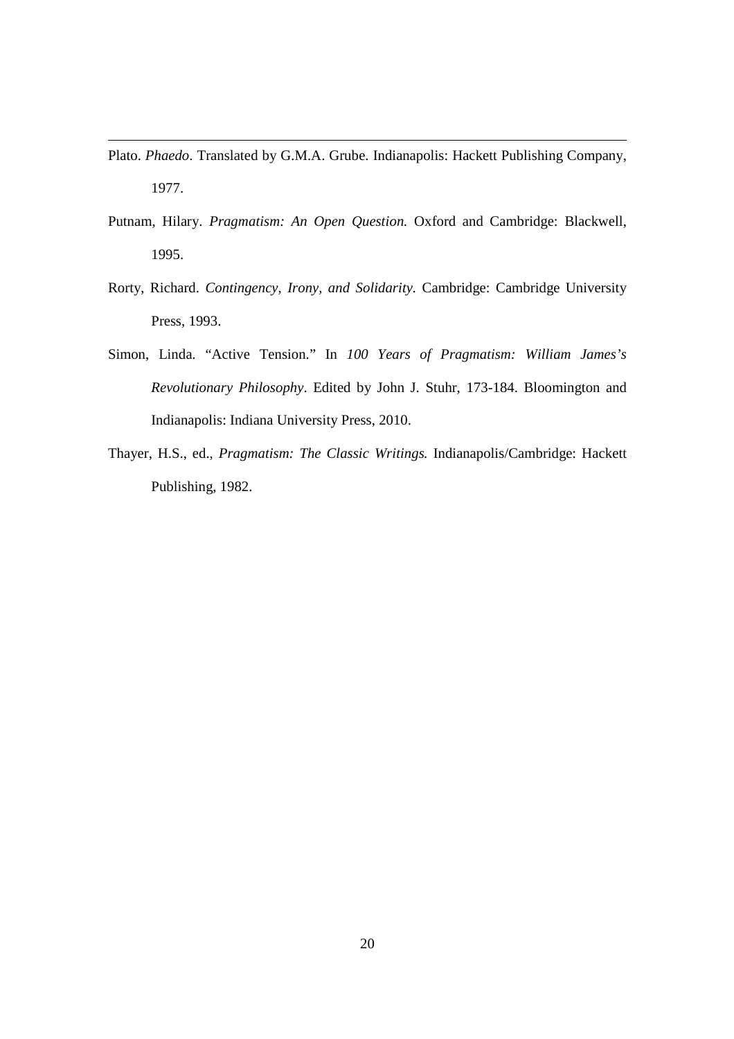Plato. *Phaedo*. Translated by G.M.A. Grube. Indianapolis: Hackett Publishing Company, 1977.

Putnam, Hilary. *Pragmatism: An Open Question.* Oxford and Cambridge: Blackwell, 1995.

Rorty, Richard. *Contingency, Irony, and Solidarity*. Cambridge: Cambridge University Press, 1993.

Simon, Linda. "Active Tension." In *100 Years of Pragmatism: William James's Revolutionary Philosophy*. Edited by John J. Stuhr, 173-184. Bloomington and Indianapolis: Indiana University Press, 2010.

Thayer, H.S., ed., *Pragmatism: The Classic Writings.* Indianapolis/Cambridge: Hackett Publishing, 1982.